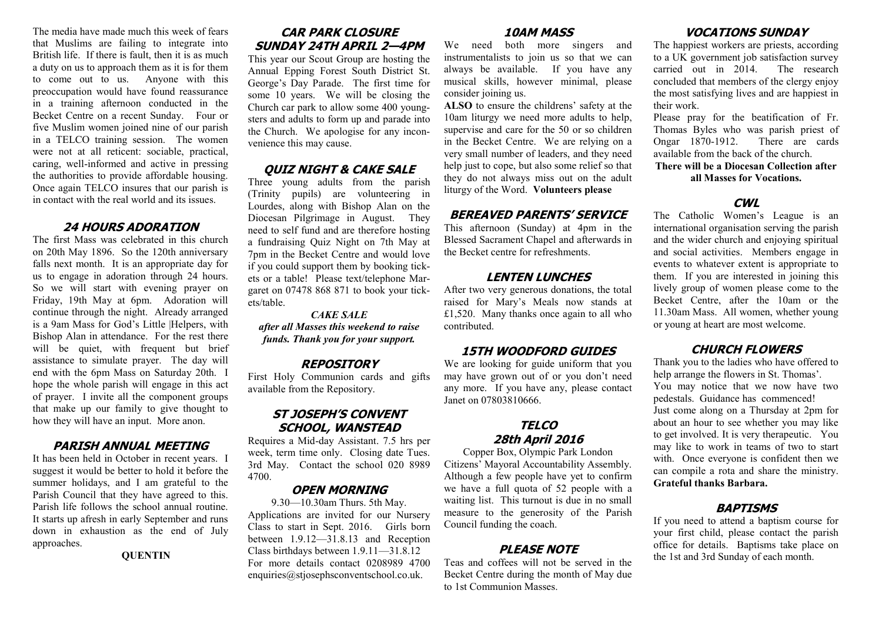The media have made much this week of fears that Muslims are failing to integrate into British life. If there is fault, then it is as much a duty on us to approach them as it is for them to come out to us. Anyone with this preoccupation would have found reassurance in a training afternoon conducted in the Becket Centre on a recent Sunday. Four or five Muslim women joined nine of our parish in a TELCO training session. The women were not at all reticent: sociable, practical, caring, well-informed and active in pressing the authorities to provide affordable housing. Once again TELCO insures that our parish is in contact with the real world and its issues.

## 24 HOURS ADORATION

The first Mass was celebrated in this church on 20th May 1896. So the 120th anniversary falls next month. It is an appropriate day for us to engage in adoration through 24 hours. So we will start with evening prayer on Friday, 19th May at 6pm. Adoration will continue through the night. Already arranged is a 9am Mass for God's Little |Helpers, with Bishop Alan in attendance. For the rest there will be quiet, with frequent but brief assistance to simulate prayer. The day will end with the 6pm Mass on Saturday 20th. I hope the whole parish will engage in this act of prayer. I invite all the component groups that make up our family to give thought to how they will have an input. More anon.

## PARISH ANNUAL MEETING

It has been held in October in recent years. I suggest it would be better to hold it before the summer holidays, and I am grateful to the Parish Council that they have agreed to this. Parish life follows the school annual routine. It starts up afresh in early September and runs down in exhaustion as the end of July approaches.

**QUENTIN**

## CAR PARK CLOSURE SUNDAY 24TH APRIL 2—4PM

This year our Scout Group are hosting the Annual Epping Forest South District St. George's Day Parade. The first time for some 10 years. We will be closing the Church car park to allow some 400 youngsters and adults to form up and parade into the Church. We apologise for any inconvenience this may cause.

## QUIZ NIGHT & CAKE SALE

Three young adults from the parish (Trinity pupils) are volunteering in Lourdes, along with Bishop Alan on the Diocesan Pilgrimage in August. They need to self fund and are therefore hosting a fundraising Quiz Night on 7th May at 7pm in the Becket Centre and would love if you could support them by booking tickets or a table! Please text/telephone Margaret on 07478 868 871 to book your tickets/table.

***CAKE SALE***
***after all Masses this weekend to raise funds. Thank you for your support.***

## REPOSITORY

First Holy Communion cards and gifts available from the Repository.

## ST JOSEPH'S CONVENT SCHOOL, WANSTEAD

Requires a Mid-day Assistant. 7.5 hrs per week, term time only. Closing date Tues. 3rd May. Contact the school 020 8989 4700.

## OPEN MORNING

9.30—10.30am Thurs. 5th May.

Applications are invited for our Nursery Class to start in Sept. 2016. Girls born between 1.9.12—31.8.13 and Reception Class birthdays between 1.9.11—31.8.12 For more details contact 0208989 4700 enquiries@stjosephsconventschool.co.uk.

## 10AM MASS

We need both more singers and instrumentalists to join us so that we can always be available. If you have any musical skills, however minimal, please consider joining us.

**ALSO** to ensure the childrens' safety at the 10am liturgy we need more adults to help, supervise and care for the 50 or so children in the Becket Centre. We are relying on a very small number of leaders, and they need help just to cope, but also some relief so that they do not always miss out on the adult liturgy of the Word. **Volunteers please**

## BEREAVED PARENTS' SERVICE

This afternoon (Sunday) at 4pm in the Blessed Sacrament Chapel and afterwards in the Becket centre for refreshments.

## LENTEN LUNCHES

After two very generous donations, the total raised for Mary's Meals now stands at £1,520. Many thanks once again to all who contributed.

## 15TH WOODFORD GUIDES

We are looking for guide uniform that you may have grown out of or you don't need any more. If you have any, please contact Janet on 07803810666.

## TELCO 28th April 2016

Copper Box, Olympic Park London Citizens' Mayoral Accountability Assembly. Although a few people have yet to confirm we have a full quota of 52 people with a waiting list. This turnout is due in no small measure to the generosity of the Parish Council funding the coach.

## PLEASE NOTE

Teas and coffees will not be served in the Becket Centre during the month of May due to 1st Communion Masses.

## VOCATIONS SUNDAY

The happiest workers are priests, according to a UK government job satisfaction survey carried out in 2014. The research concluded that members of the clergy enjoy the most satisfying lives and are happiest in their work.

Please pray for the beatification of Fr. Thomas Byles who was parish priest of Ongar 1870-1912. There are cards available from the back of the church.

**There will be a Diocesan Collection after all Masses for Vocations.**

## CWL

The Catholic Women's League is an international organisation serving the parish and the wider church and enjoying spiritual and social activities. Members engage in events to whatever extent is appropriate to them. If you are interested in joining this lively group of women please come to the Becket Centre, after the 10am or the 11.30am Mass. All women, whether young or young at heart are most welcome.

## CHURCH FLOWERS

Thank you to the ladies who have offered to help arrange the flowers in St. Thomas'.

You may notice that we now have two pedestals. Guidance has commenced!

Just come along on a Thursday at 2pm for about an hour to see whether you may like to get involved. It is very therapeutic. You may like to work in teams of two to start with. Once everyone is confident then we can compile a rota and share the ministry. **Grateful thanks Barbara.**

## BAPTISMS

If you need to attend a baptism course for your first child, please contact the parish office for details. Baptisms take place on the 1st and 3rd Sunday of each month.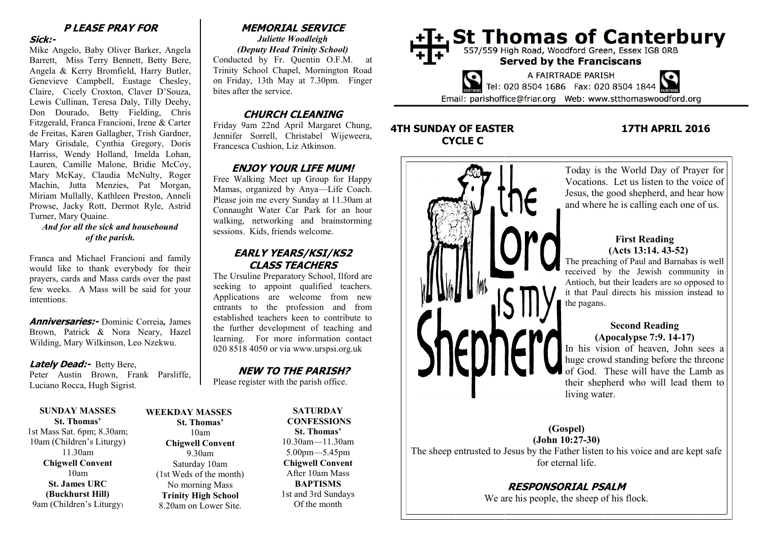## P LEASE PRAY FOR

**Sick:-**

Mike Angelo, Baby Oliver Barker, Angela Barrett, Miss Terry Bennett, Betty Bere, Angela & Kerry Bromfield, Harry Butler, Genevieve Campbell, Eustage Chesley, Claire, Cicely Croxton, Claver D'Souza, Lewis Cullinan, Teresa Daly, Tilly Deehy, Don Dourado, Betty Fielding, Chris Fitzgerald, Franca Francioni, Irene & Carter de Freitas, Karen Gallagher, Trish Gardner, Mary Grisdale, Cynthia Gregory, Doris Harriss, Wendy Holland, Imelda Lohan, Lauren, Camille Malone, Bridie McCoy, Mary McKay, Claudia McNulty, Roger Machin, Jutta Menzies, Pat Morgan, Miriam Mullally, Kathleen Preston, Anneli Prowse, Jacky Rott, Dermot Ryle, Astrid Turner, Mary Quaine.

***And for all the sick and housebound of the parish.***

Franca and Michael Francioni and family would like to thank everybody for their prayers, cards and Mass cards over the past few weeks. A Mass will be said for your intentions.

**Anniversaries:-** Dominic Correia, James Brown, Patrick & Nora Neary, Hazel Wilding, Mary Wilkinson, Leo Nzekwu.

**Lately Dead:-** Betty Bere, Peter Austin Brown, Frank Parsliffe, Luciano Rocca, Hugh Sigrist.

## MEMORIAL SERVICE

***Juliette Woodleigh***
***(Deputy Head Trinity School)***

Conducted by Fr. Quentin O.F.M. at Trinity School Chapel, Mornington Road on Friday, 13th May at 7.30pm. Finger bites after the service.

## CHURCH CLEANING

Friday 9am 22nd April Margaret Chung, Jennifer Sorrell, Christabel Wijeweera, Francesca Cushion, Liz Atkinson.

## ENJOY YOUR LIFE MUM!

Free Walking Meet up Group for Happy Mamas, organized by Anya—Life Coach. Please join me every Sunday at 11.30am at Connaught Water Car Park for an hour walking, networking and brainstorming sessions. Kids, friends welcome.

## EARLY YEARS/KSI/KS2 CLASS TEACHERS

The Ursuline Preparatory School, Ilford are seeking to appoint qualified teachers. Applications are welcome from new entrants to the profession and from established teachers keen to contribute to the further development of teaching and learning. For more information contact 020 8518 4050 or via www.urspsi.org.uk

## NEW TO THE PARISH?

Please register with the parish office.

**SUNDAY MASSES**
**St. Thomas'**
1st Mass Sat. 6pm; 8.30am;
10am (Children's Liturgy)
11.30am
**Chigwell Convent**
10am
**St. James URC (Buckhurst Hill)**
9am (Children's Liturgy)

**WEEKDAY MASSES**
**St. Thomas'**
10am
**Chigwell Convent**
9.30am
Saturday 10am
(1st Weds of the month)
No morning Mass
**Trinity High School**
8.20am on Lower Site.

**SATURDAY CONFESSIONS**
**St. Thomas'**
10.30am—11.30am
5.00pm—5.45pm
**Chigwell Convent**
After 10am Mass
**BAPTISMS**
1st and 3rd Sundays
Of the month

# St Thomas of Canterbury

557/559 High Road, Woodford Green, Essex IG8 0RB

**Served by the Franciscans**

A FAIRTRADE PARISH

Tel: 020 8504 1686 Fax: 020 8504 1844

Email: parishoffice@friar.org Web: www.stthomaswoodford.org

**4TH SUNDAY OF EASTER CYCLE C** **17TH APRIL 2016**

the Lord is my Shepherd

Today is the World Day of Prayer for Vocations. Let us listen to the voice of Jesus, the good shepherd, and hear how and where he is calling each one of us.

**First Reading**
**(Acts 13:14. 43-52)**

The preaching of Paul and Barnabas is well received by the Jewish community in Antioch, but their leaders are so opposed to it that Paul directs his mission instead to the pagans.

**Second Reading**
**(Apocalypse 7:9. 14-17)**

In his vision of heaven, John sees a huge crowd standing before the threone of God. These will have the Lamb as their shepherd who will lead them to living water.

**(Gospel)**
**(John 10:27-30)**

The sheep entrusted to Jesus by the Father listen to his voice and are kept safe for eternal life.

## RESPONSORIAL PSALM

We are his people, the sheep of his flock.